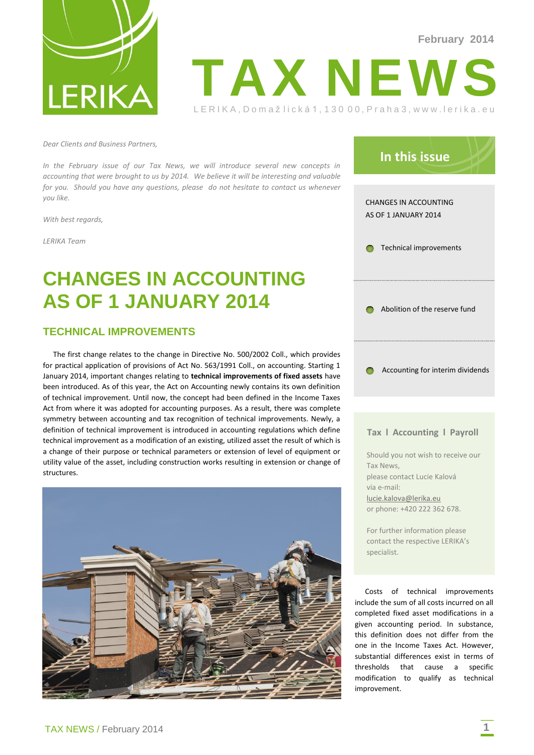February 2014

# TAX NEWS

LERIKA, Domažlická 1, 130 00, Praha 3, www.lerika.eu

*Dear Clients and Business Partners,*

*In the February issue of our Tax News, we will introduce several new concepts in accounting that were brought to us by 2014. We believe it will be interesting and valuable for you. Should you have any questions, please do not hesitate to contact us whenever you like.*

*With best regards,*

*LERIKA Team*

## In this issue

CHANGES IN ACCOUNTING AS OF 1 JANUARY 2014

- Technical improvements
- Abolition of the reserve fund
- Accounting for interim dividends

**Tax I Accounting I Payroll**

Should you not wish to receive our Tax News, please contact Lucie Kalová via e-mail: lucie.kalova@lerika.eu or phone: +420 222 362 678.

For further information please contact the respective LERIKA's specialist.

# CHANGES IN ACCOUNTING AS OF 1 JANUARY 2014

## TECHNICAL IMPROVEMENTS

The first change relates to the change in Directive No. 500/2002 Coll., which provides for practical application of provisions of Act No. 563/1991 Coll., on accounting. Starting 1 January 2014, important changes relating to **technical improvements of fixed assets** have been introduced. As of this year, the Act on Accounting newly contains its own definition of technical improvement. Until now, the concept had been defined in the Income Taxes Act from where it was adopted for accounting purposes. As a result, there was complete symmetry between accounting and tax recognition of technical improvements. Newly, a definition of technical improvement is introduced in accounting regulations which define technical improvement as a modification of an existing, utilized asset the result of which is a change of their purpose or technical parameters or extension of level of equipment or utility value of the asset, including construction works resulting in extension or change of structures.

Costs of technical improvements include the sum of all costs incurred on all completed fixed asset modifications in a given accounting period. In substance, this definition does not differ from the one in the Income Taxes Act. However, substantial differences exist in terms of thresholds that cause a specific modification to qualify as technical improvement.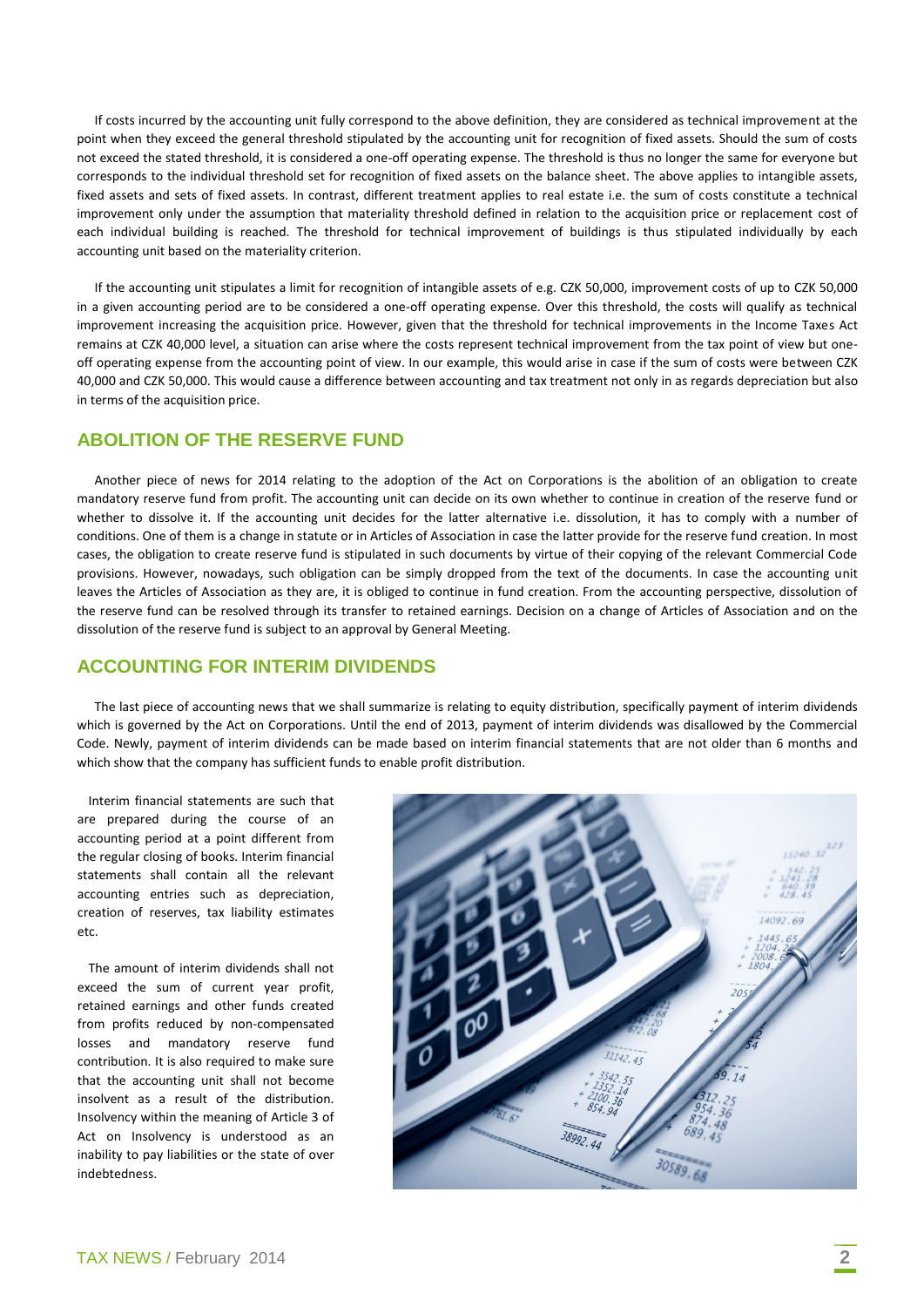If costs incurred by the accounting unit fully correspond to the above definition, they are considered as technical improvement at the point when they exceed the general threshold stipulated by the accounting unit for recognition of fixed assets. Should the sum of costs not exceed the stated threshold, it is considered a one-off operating expense. The threshold is thus no longer the same for everyone but corresponds to the individual threshold set for recognition of fixed assets on the balance sheet. The above applies to intangible assets, fixed assets and sets of fixed assets. In contrast, different treatment applies to real estate i.e. the sum of costs constitute a technical improvement only under the assumption that materiality threshold defined in relation to the acquisition price or replacement cost of each individual building is reached. The threshold for technical improvement of buildings is thus stipulated individually by each accounting unit based on the materiality criterion.

If the accounting unit stipulates a limit for recognition of intangible assets of e.g. CZK 50,000, improvement costs of up to CZK 50,000 in a given accounting period are to be considered a one-off operating expense. Over this threshold, the costs will qualify as technical improvement increasing the acquisition price. However, given that the threshold for technical improvements in the Income Taxes Act remains at CZK 40,000 level, a situation can arise where the costs represent technical improvement from the tax point of view but one-off operating expense from the accounting point of view. In our example, this would arise in case if the sum of costs were between CZK 40,000 and CZK 50,000. This would cause a difference between accounting and tax treatment not only in as regards depreciation but also in terms of the acquisition price.

## ABOLITION OF THE RESERVE FUND

Another piece of news for 2014 relating to the adoption of the Act on Corporations is the abolition of an obligation to create mandatory reserve fund from profit. The accounting unit can decide on its own whether to continue in creation of the reserve fund or whether to dissolve it. If the accounting unit decides for the latter alternative i.e. dissolution, it has to comply with a number of conditions. One of them is a change in statute or in Articles of Association in case the latter provide for the reserve fund creation. In most cases, the obligation to create reserve fund is stipulated in such documents by virtue of their copying of the relevant Commercial Code provisions. However, nowadays, such obligation can be simply dropped from the text of the documents. In case the accounting unit leaves the Articles of Association as they are, it is obliged to continue in fund creation. From the accounting perspective, dissolution of the reserve fund can be resolved through its transfer to retained earnings. Decision on a change of Articles of Association and on the dissolution of the reserve fund is subject to an approval by General Meeting.

## ACCOUNTING FOR INTERIM DIVIDENDS

The last piece of accounting news that we shall summarize is relating to equity distribution, specifically payment of interim dividends which is governed by the Act on Corporations. Until the end of 2013, payment of interim dividends was disallowed by the Commercial Code. Newly, payment of interim dividends can be made based on interim financial statements that are not older than 6 months and which show that the company has sufficient funds to enable profit distribution.

Interim financial statements are such that are prepared during the course of an accounting period at a point different from the regular closing of books. Interim financial statements shall contain all the relevant accounting entries such as depreciation, creation of reserves, tax liability estimates etc.

The amount of interim dividends shall not exceed the sum of current year profit, retained earnings and other funds created from profits reduced by non-compensated losses and mandatory reserve fund contribution. It is also required to make sure that the accounting unit shall not become insolvent as a result of the distribution. Insolvency within the meaning of Article 3 of Act on Insolvency is understood as an inability to pay liabilities or the state of over indebtedness.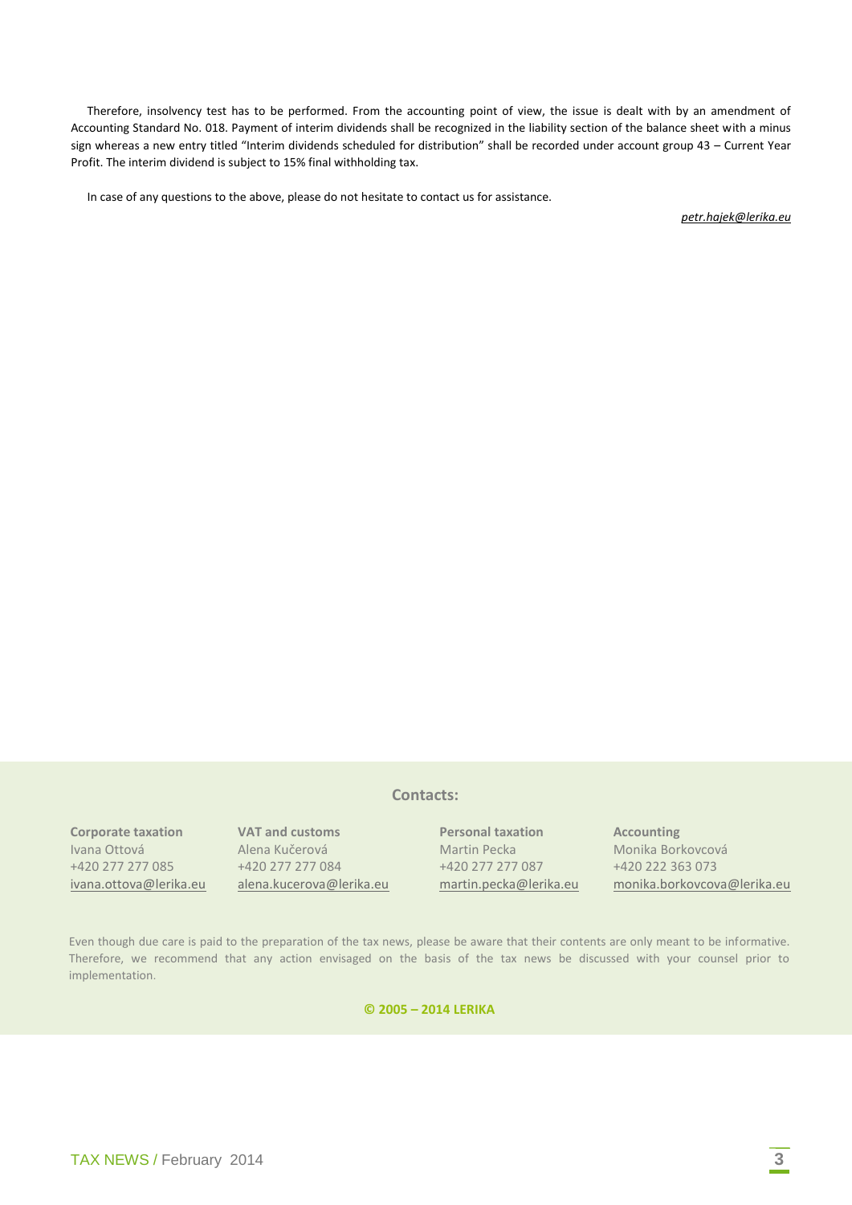Therefore, insolvency test has to be performed. From the accounting point of view, the issue is dealt with by an amendment of Accounting Standard No. 018. Payment of interim dividends shall be recognized in the liability section of the balance sheet with a minus sign whereas a new entry titled "Interim dividends scheduled for distribution" shall be recorded under account group 43 – Current Year Profit. The interim dividend is subject to 15% final withholding tax.

In case of any questions to the above, please do not hesitate to contact us for assistance.

*petr.hajek@lerika.eu*

## Contacts:

**Corporate taxation**
Ivana Ottová
+420 277 277 085
ivana.ottova@lerika.eu

**VAT and customs**
Alena Kučerová
+420 277 277 084
alena.kucerova@lerika.eu

**Personal taxation**
Martin Pecka
+420 277 277 087
martin.pecka@lerika.eu

**Accounting**
Monika Borkovcová
+420 222 363 073
monika.borkovcova@lerika.eu

Even though due care is paid to the preparation of the tax news, please be aware that their contents are only meant to be informative. Therefore, we recommend that any action envisaged on the basis of the tax news be discussed with your counsel prior to implementation.

**© 2005 – 2014 LERIKA**